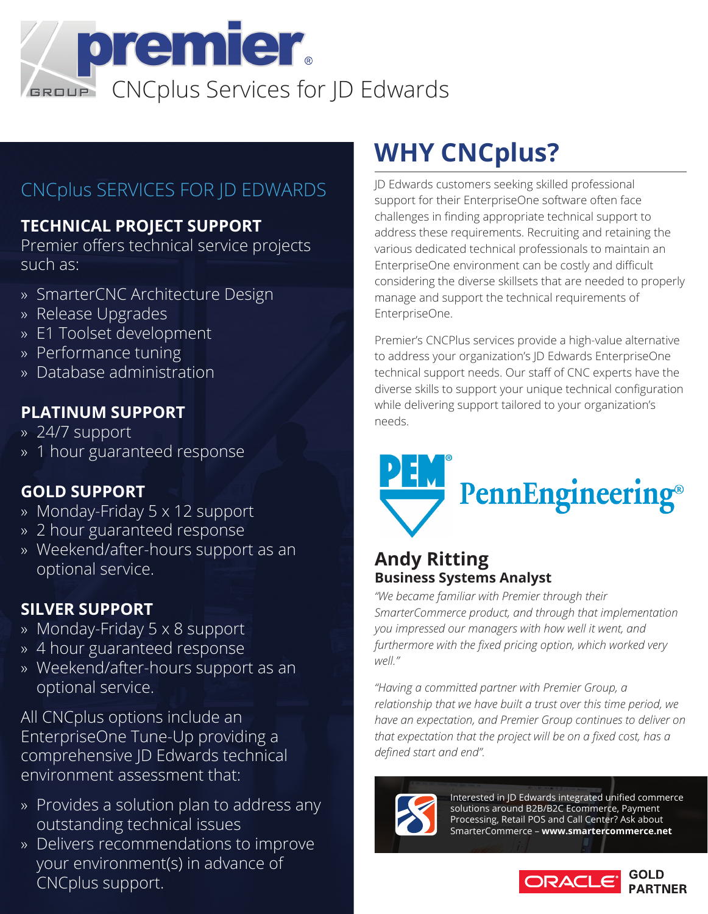# premier® GROUP CNCplus Services for JD Edwards

## CNCplus SERVICES FOR JD EDWARDS

### TECHNICAL PROJECT SUPPORT

Premier offers technical service projects such as:

- SmarterCNC Architecture Design
- Release Upgrades
- E1 Toolset development
- Performance tuning
- Database administration

### PLATINUM SUPPORT

- 24/7 support
- 1 hour guaranteed response

### GOLD SUPPORT

- Monday-Friday 5 x 12 support
- 2 hour guaranteed response
- Weekend/after-hours support as an optional service.

### SILVER SUPPORT

- Monday-Friday 5 x 8 support
- 4 hour guaranteed response
- Weekend/after-hours support as an optional service.

All CNCplus options include an EnterpriseOne Tune-Up providing a comprehensive JD Edwards technical environment assessment that:

- Provides a solution plan to address any outstanding technical issues
- Delivers recommendations to improve your environment(s) in advance of CNCplus support.

## WHY CNCplus?

JD Edwards customers seeking skilled professional support for their EnterpriseOne software often face challenges in finding appropriate technical support to address these requirements. Recruiting and retaining the various dedicated technical professionals to maintain an EnterpriseOne environment can be costly and difficult considering the diverse skillsets that are needed to properly manage and support the technical requirements of EnterpriseOne.

Premier's CNCPlus services provide a high-value alternative to address your organization's JD Edwards EnterpriseOne technical support needs. Our staff of CNC experts have the diverse skills to support your unique technical configuration while delivering support tailored to your organization's needs.

PEM® PennEngineering®

### Andy Ritting
**Business Systems Analyst**

*"We became familiar with Premier through their SmarterCommerce product, and through that implementation you impressed our managers with how well it went, and furthermore with the fixed pricing option, which worked very well."*

*"Having a committed partner with Premier Group, a relationship that we have built a trust over this time period, we have an expectation, and Premier Group continues to deliver on that expectation that the project will be on a fixed cost, has a defined start and end".*

Interested in JD Edwards integrated unified commerce solutions around B2B/B2C Ecommerce, Payment Processing, Retail POS and Call Center? Ask about SmarterCommerce – **www.smartercommerce.net**

ORACLE GOLD PARTNER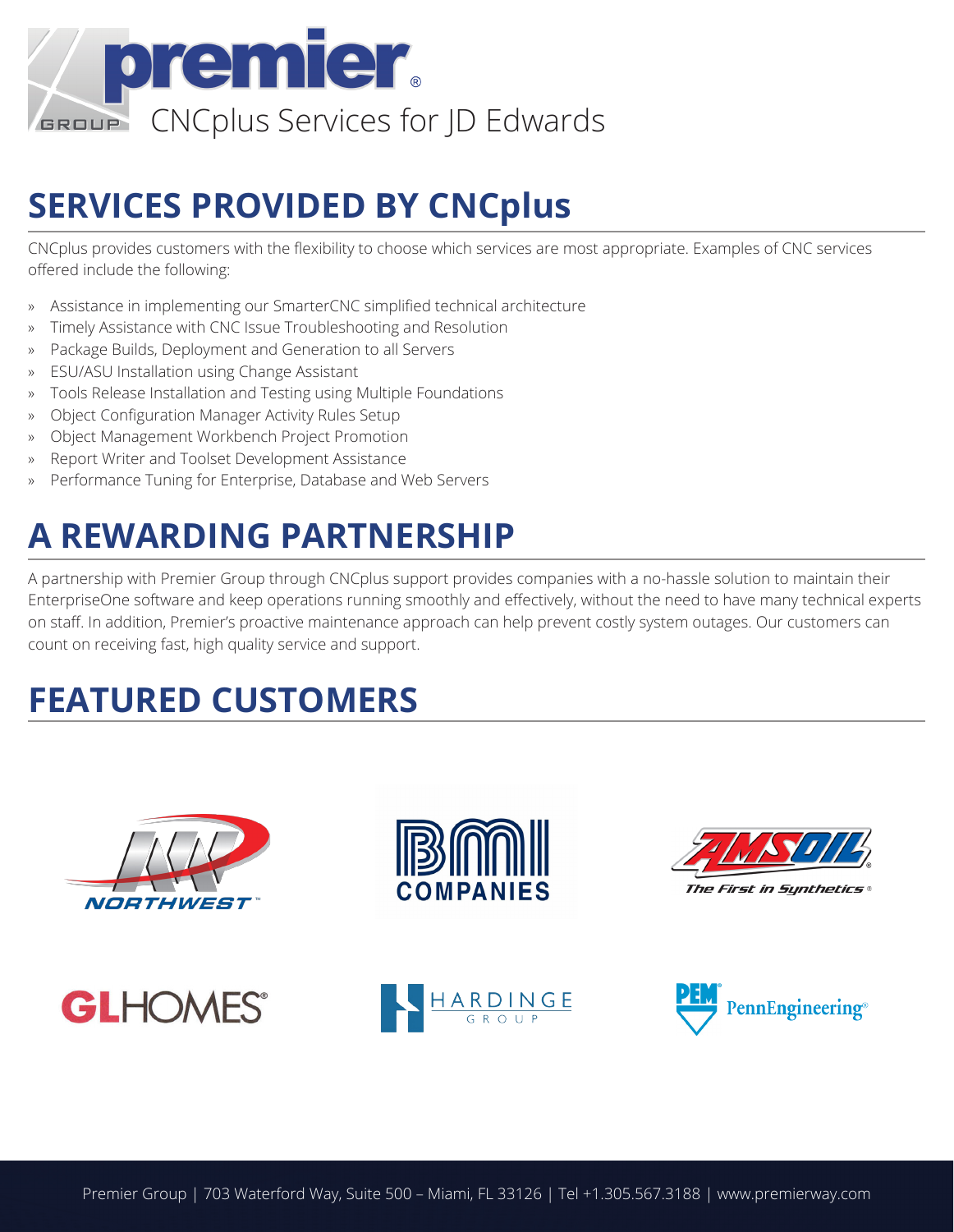premier® GROUP CNCplus Services for JD Edwards

# SERVICES PROVIDED BY CNCplus

CNCplus provides customers with the flexibility to choose which services are most appropriate. Examples of CNC services offered include the following:

- Assistance in implementing our SmarterCNC simplified technical architecture
- Timely Assistance with CNC Issue Troubleshooting and Resolution
- Package Builds, Deployment and Generation to all Servers
- ESU/ASU Installation using Change Assistant
- Tools Release Installation and Testing using Multiple Foundations
- Object Configuration Manager Activity Rules Setup
- Object Management Workbench Project Promotion
- Report Writer and Toolset Development Assistance
- Performance Tuning for Enterprise, Database and Web Servers

# A REWARDING PARTNERSHIP

A partnership with Premier Group through CNCplus support provides companies with a no-hassle solution to maintain their EnterpriseOne software and keep operations running smoothly and effectively, without the need to have many technical experts on staff. In addition, Premier's proactive maintenance approach can help prevent costly system outages. Our customers can count on receiving fast, high quality service and support.

# FEATURED CUSTOMERS

NORTHWEST

BMI COMPANIES

AMSOIL The First in Synthetics

GLHOMES

HARDINGE GROUP

PEM PennEngineering

Premier Group | 703 Waterford Way, Suite 500 – Miami, FL 33126 | Tel +1.305.567.3188 | www.premierway.com